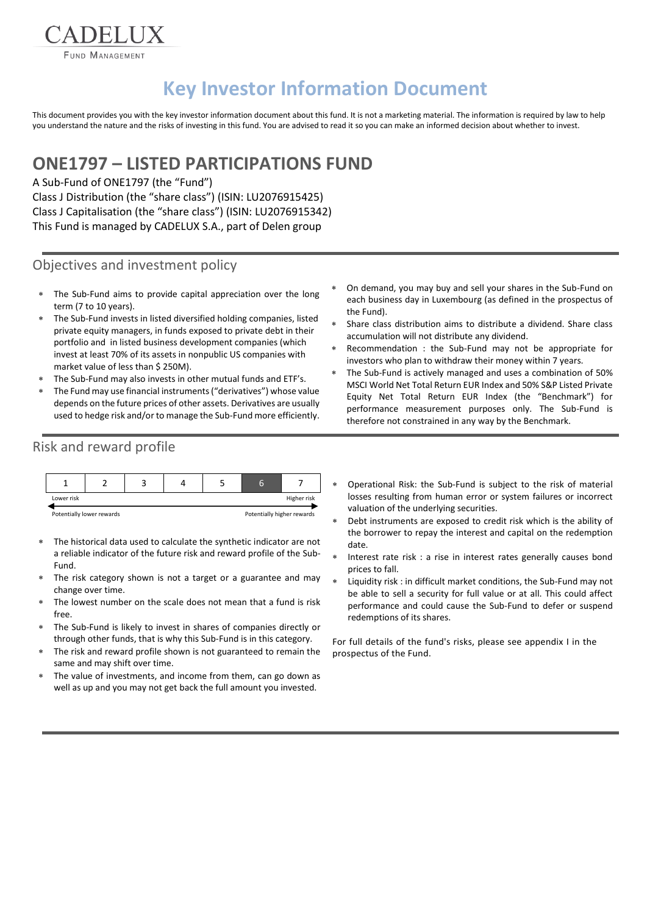CADELUX
FUND MANAGEMENT

# Key Investor Information Document

This document provides you with the key investor information document about this fund. It is not a marketing material. The information is required by law to help you understand the nature and the risks of investing in this fund. You are advised to read it so you can make an informed decision about whether to invest.

## ONE1797 – LISTED PARTICIPATIONS FUND

A Sub-Fund of ONE1797 (the "Fund")
Class J Distribution (the "share class") (ISIN: LU2076915425)
Class J Capitalisation (the "share class") (ISIN: LU2076915342)
This Fund is managed by CADELUX S.A., part of Delen group

## Objectives and investment policy

- The Sub-Fund aims to provide capital appreciation over the long term (7 to 10 years).
- The Sub-Fund invests in listed diversified holding companies, listed private equity managers, in funds exposed to private debt in their portfolio and in listed business development companies (which invest at least 70% of its assets in nonpublic US companies with market value of less than $ 250M).
- The Sub-Fund may also invests in other mutual funds and ETF's.
- The Fund may use financial instruments ("derivatives") whose value depends on the future prices of other assets. Derivatives are usually used to hedge risk and/or to manage the Sub-Fund more efficiently.
- On demand, you may buy and sell your shares in the Sub-Fund on each business day in Luxembourg (as defined in the prospectus of the Fund).
- Share class distribution aims to distribute a dividend. Share class accumulation will not distribute any dividend.
- Recommendation : the Sub-Fund may not be appropriate for investors who plan to withdraw their money within 7 years.
- The Sub-Fund is actively managed and uses a combination of 50% MSCI World Net Total Return EUR Index and 50% S&P Listed Private Equity Net Total Return EUR Index (the "Benchmark") for performance measurement purposes only. The Sub-Fund is therefore not constrained in any way by the Benchmark.

## Risk and reward profile

| 1 | 2 | 3 | 4 | 5 | **6** | 7 |
|---|---|---|---|---|---|---|

Lower risk — Higher risk

Potentially lower rewards — Potentially higher rewards

- The historical data used to calculate the synthetic indicator are not a reliable indicator of the future risk and reward profile of the Sub-Fund.
- The risk category shown is not a target or a guarantee and may change over time.
- The lowest number on the scale does not mean that a fund is risk free.
- The Sub-Fund is likely to invest in shares of companies directly or through other funds, that is why this Sub-Fund is in this category.
- The risk and reward profile shown is not guaranteed to remain the same and may shift over time.
- The value of investments, and income from them, can go down as well as up and you may not get back the full amount you invested.
- Operational Risk: the Sub-Fund is subject to the risk of material losses resulting from human error or system failures or incorrect valuation of the underlying securities.
- Debt instruments are exposed to credit risk which is the ability of the borrower to repay the interest and capital on the redemption date.
- Interest rate risk : a rise in interest rates generally causes bond prices to fall.
- Liquidity risk : in difficult market conditions, the Sub-Fund may not be able to sell a security for full value or at all. This could affect performance and could cause the Sub-Fund to defer or suspend redemptions of its shares.

For full details of the fund's risks, please see appendix I in the prospectus of the Fund.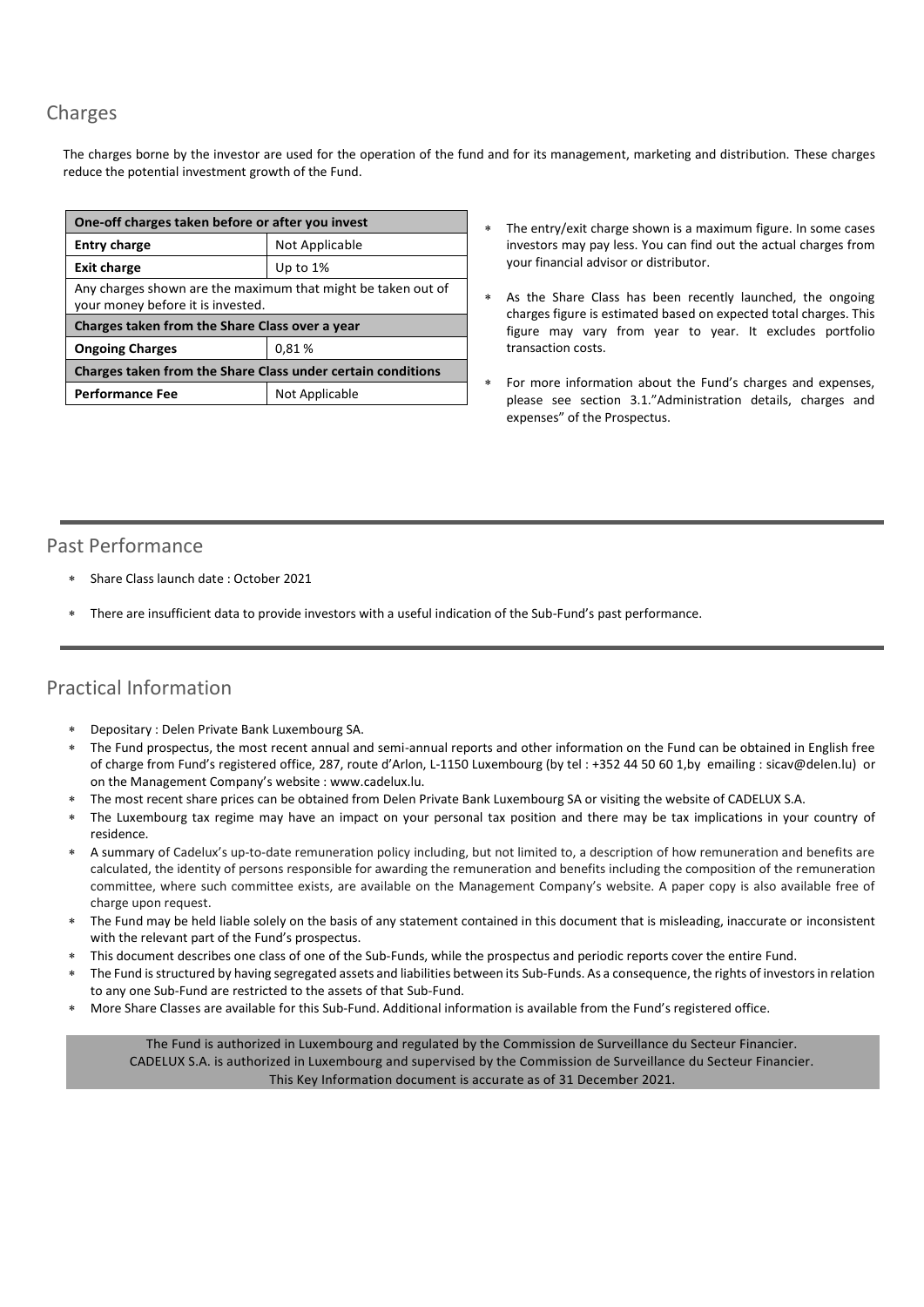## Charges

The charges borne by the investor are used for the operation of the fund and for its management, marketing and distribution. These charges reduce the potential investment growth of the Fund.

| One-off charges taken before or after you invest | |
|---|---|
| **Entry charge** | Not Applicable |
| **Exit charge** | Up to 1% |
| Any charges shown are the maximum that might be taken out of your money before it is invested. | |
| **Charges taken from the Share Class over a year** | |
| **Ongoing Charges** | 0,81 % |
| **Charges taken from the Share Class under certain conditions** | |
| **Performance Fee** | Not Applicable |

- The entry/exit charge shown is a maximum figure. In some cases investors may pay less. You can find out the actual charges from your financial advisor or distributor.
- As the Share Class has been recently launched, the ongoing charges figure is estimated based on expected total charges. This figure may vary from year to year. It excludes portfolio transaction costs.
- For more information about the Fund's charges and expenses, please see section 3.1."Administration details, charges and expenses" of the Prospectus.

## Past Performance

- Share Class launch date : October 2021
- There are insufficient data to provide investors with a useful indication of the Sub-Fund's past performance.

## Practical Information

- Depositary : Delen Private Bank Luxembourg SA.
- The Fund prospectus, the most recent annual and semi-annual reports and other information on the Fund can be obtained in English free of charge from Fund's registered office, 287, route d'Arlon, L-1150 Luxembourg (by tel : +352 44 50 60 1,by emailing : sicav@delen.lu) or on the Management Company's website : www.cadelux.lu.
- The most recent share prices can be obtained from Delen Private Bank Luxembourg SA or visiting the website of CADELUX S.A.
- The Luxembourg tax regime may have an impact on your personal tax position and there may be tax implications in your country of residence.
- A summary of Cadelux's up-to-date remuneration policy including, but not limited to, a description of how remuneration and benefits are calculated, the identity of persons responsible for awarding the remuneration and benefits including the composition of the remuneration committee, where such committee exists, are available on the Management Company's website. A paper copy is also available free of charge upon request.
- The Fund may be held liable solely on the basis of any statement contained in this document that is misleading, inaccurate or inconsistent with the relevant part of the Fund's prospectus.
- This document describes one class of one of the Sub-Funds, while the prospectus and periodic reports cover the entire Fund.
- The Fund is structured by having segregated assets and liabilities between its Sub-Funds. As a consequence, the rights of investors in relation to any one Sub-Fund are restricted to the assets of that Sub-Fund.
- More Share Classes are available for this Sub-Fund. Additional information is available from the Fund's registered office.

The Fund is authorized in Luxembourg and regulated by the Commission de Surveillance du Secteur Financier.
CADELUX S.A. is authorized in Luxembourg and supervised by the Commission de Surveillance du Secteur Financier.
This Key Information document is accurate as of 31 December 2021.